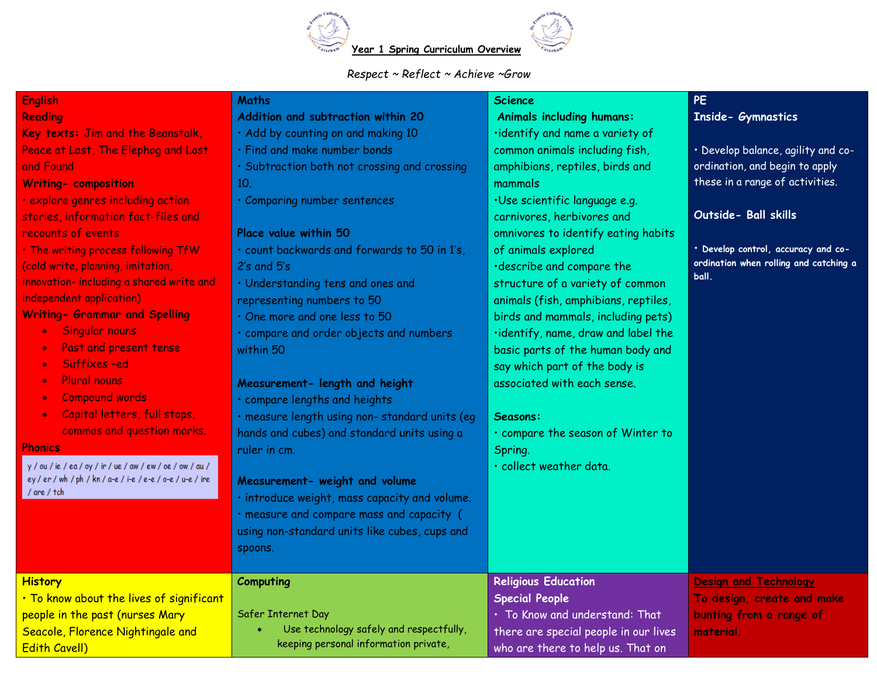# Year 1 Spring Curriculum Overview

*Respect ~ Reflect ~ Achieve ~Grow*

## English

**Reading**

**Key texts:** Jim and the Beanstalk, Peace at Last, The Elephog and Lost and Found

**Writing- composition**

- explore genres including action stories, information fact-files and recounts of events
- The writing process following TfW (cold write, planning, imitation, innovation- including a shared write and independent application)

**Writing- Grammar and Spelling**

- Singular nouns
- Past and present tense
- Suffixes -ed
- Plural nouns
- Compound words
- Capital letters, full stops, commas and question marks.

**Phonics**

y / ou / ie / ea / oy / ir / ue / aw / ew / oe / ow / au / ey / er / wh / ph / kn / a-e / i-e / e-e / o-e / u-e / ire / are / tch

## Maths

**Addition and subtraction within 20**

- Add by counting on and making 10
- Find and make number bonds
- Subtraction both not crossing and crossing 10.
- Comparing number sentences

**Place value within 50**

- count backwards and forwards to 50 in 1's, 2's and 5's
- Understanding tens and ones and representing numbers to 50
- One more and one less to 50
- compare and order objects and numbers within 50

**Measurement- length and height**

- compare lengths and heights
- measure length using non- standard units (eg hands and cubes) and standard units using a ruler in cm.

**Measurement- weight and volume**

- introduce weight, mass capacity and volume.
- measure and compare mass and capacity ( using non-standard units like cubes, cups and spoons.

## Science

**Animals including humans:**

- identify and name a variety of common animals including fish, amphibians, reptiles, birds and mammals
- Use scientific language e.g. carnivores, herbivores and omnivores to identify eating habits of animals explored
- describe and compare the structure of a variety of common animals (fish, amphibians, reptiles, birds and mammals, including pets)
- identify, name, draw and label the basic parts of the human body and say which part of the body is associated with each sense.

**Seasons:**

- compare the season of Winter to Spring.
- collect weather data.

## PE

**Inside- Gymnastics**

- Develop balance, agility and co-ordination, and begin to apply these in a range of activities.

**Outside- Ball skills**

- **Develop control, accuracy and co-ordination when rolling and catching a ball.**

## History

- To know about the lives of significant people in the past (nurses Mary Seacole, Florence Nightingale and Edith Cavell)

## Computing

Safer Internet Day

- Use technology safely and respectfully, keeping personal information private,

## Religious Education

**Special People**

- To Know and understand: That there are special people in our lives who are there to help us. That on

## Design and Technology

**To design, create and make bunting from a range of material.**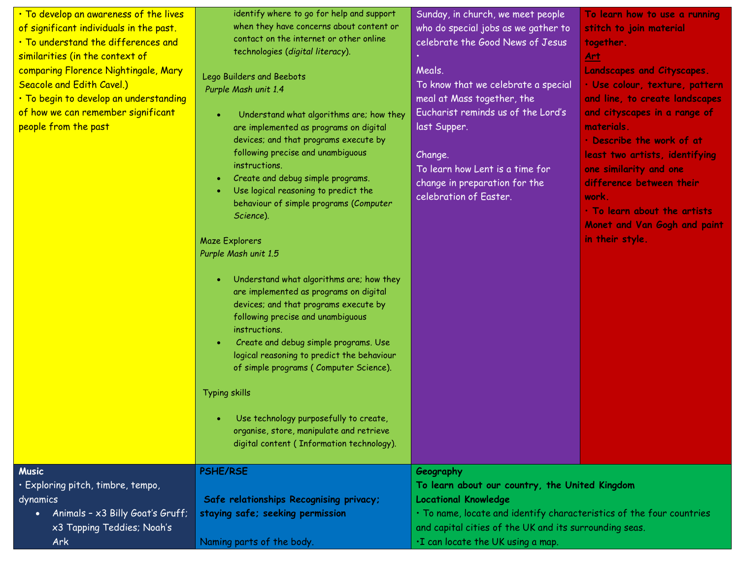| | | | |
|---|---|---|---|
| • To develop an awareness of the lives of significant individuals in the past.<br>• To understand the differences and similarities (in the context of comparing Florence Nightingale, Mary Seacole and Edith Cavel.)<br>• To begin to develop an understanding of how we can remember significant people from the past | identify where to go for help and support when they have concerns about content or contact on the internet or other online technologies (*digital literacy*).<br><br>Lego Builders and Beebots<br>*Purple Mash unit 1.4*<br>• Understand what algorithms are; how they are implemented as programs on digital devices; and that programs execute by following precise and unambiguous instructions.<br>• Create and debug simple programs.<br>• Use logical reasoning to predict the behaviour of simple programs (*Computer Science*).<br><br>Maze Explorers<br>*Purple Mash unit 1.5*<br>• Understand what algorithms are; how they are implemented as programs on digital devices; and that programs execute by following precise and unambiguous instructions.<br>• Create and debug simple programs. Use logical reasoning to predict the behaviour of simple programs ( Computer Science).<br><br>Typing skills<br>• Use technology purposefully to create, organise, store, manipulate and retrieve digital content ( Information technology). | Sunday, in church, we meet people who do special jobs as we gather to celebrate the Good News of Jesus<br>•<br>Meals.<br>To know that we celebrate a special meal at Mass together, the Eucharist reminds us of the Lord's last Supper.<br><br>Change.<br>To learn how Lent is a time for change in preparation for the celebration of Easter. | **To learn how to use a running stitch to join material together.**<br>**Art**<br>**Landscapes and Cityscapes.**<br>**• Use colour, texture, pattern and line, to create landscapes and cityscapes in a range of materials.**<br>**• Describe the work of at least two artists, identifying one similarity and one difference between their work.**<br>**• To learn about the artists Monet and Van Gogh and paint in their style.** |
| **Music**<br>• Exploring pitch, timbre, tempo, dynamics<br>• Animals – x3 Billy Goat's Gruff; x3 Tapping Teddies; Noah's Ark | **PSHE/RSE**<br><br>**Safe relationships Recognising privacy; staying safe; seeking permission**<br><br>Naming parts of the body. | **Geography**<br>**To learn about our country, the United Kingdom**<br>**Locational Knowledge**<br>• To name, locate and identify characteristics of the four countries and capital cities of the UK and its surrounding seas.<br>•I can locate the UK using a map. | |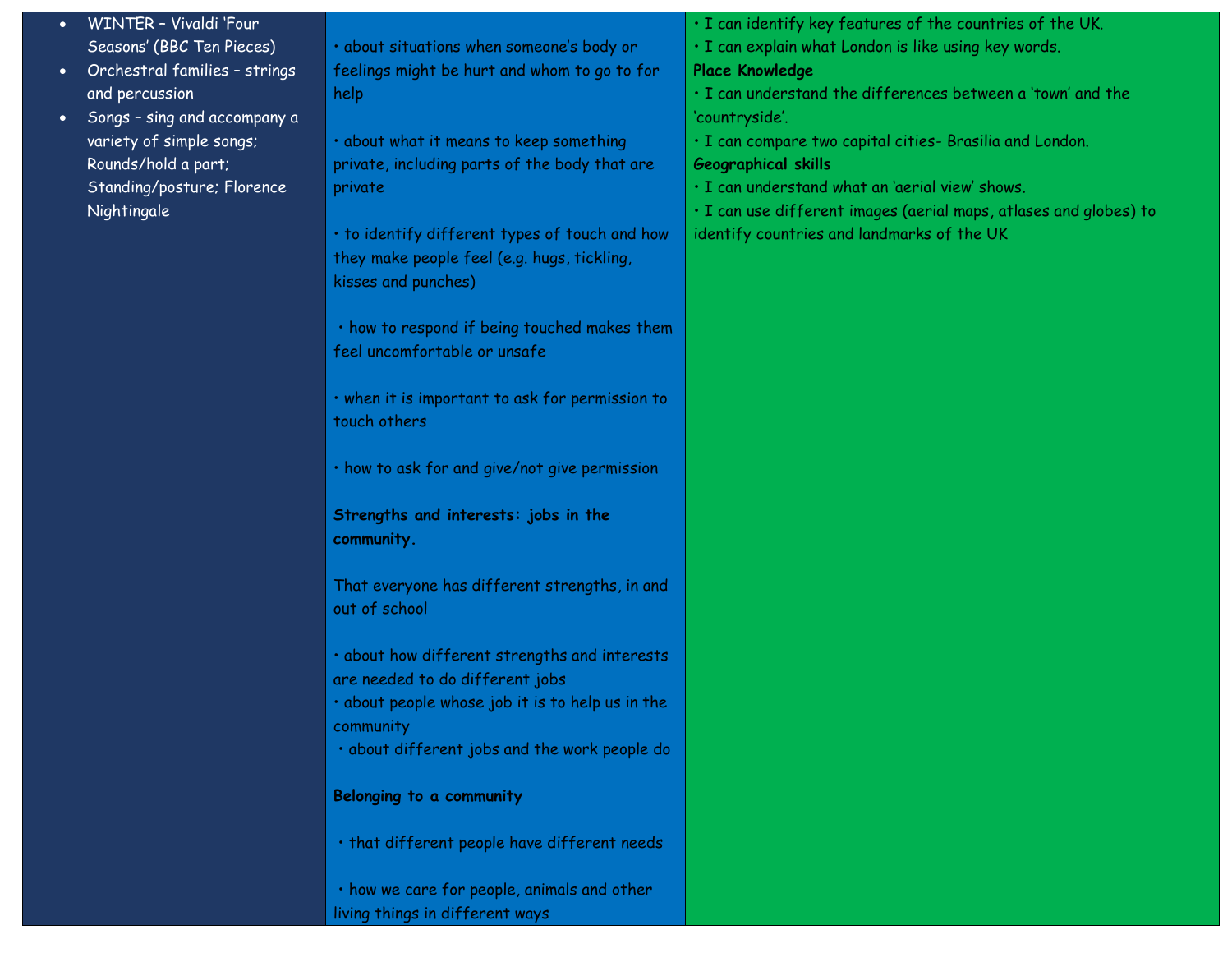| | | |
|---|---|---|
| <ul><li>WINTER – Vivaldi 'Four Seasons' (BBC Ten Pieces)</li><li>Orchestral families – strings and percussion</li><li>Songs – sing and accompany a variety of simple songs; Rounds/hold a part; Standing/posture; Florence Nightingale</li></ul> | • about situations when someone's body or feelings might be hurt and whom to go to for help<br><br>• about what it means to keep something private, including parts of the body that are private<br><br>• to identify different types of touch and how they make people feel (e.g. hugs, tickling, kisses and punches)<br><br>• how to respond if being touched makes them feel uncomfortable or unsafe<br><br>• when it is important to ask for permission to touch others<br><br>• how to ask for and give/not give permission<br><br>**Strengths and interests: jobs in the community.**<br><br>That everyone has different strengths, in and out of school<br><br>• about how different strengths and interests are needed to do different jobs<br>• about people whose job it is to help us in the community<br>• about different jobs and the work people do<br><br>**Belonging to a community**<br><br>• that different people have different needs<br><br>• how we care for people, animals and other living things in different ways | • I can identify key features of the countries of the UK.<br>• I can explain what London is like using key words.<br>**Place Knowledge**<br>• I can understand the differences between a 'town' and the 'countryside'.<br>• I can compare two capital cities- Brasilia and London.<br>**Geographical skills**<br>• I can understand what an 'aerial view' shows.<br>• I can use different images (aerial maps, atlases and globes) to identify countries and landmarks of the UK |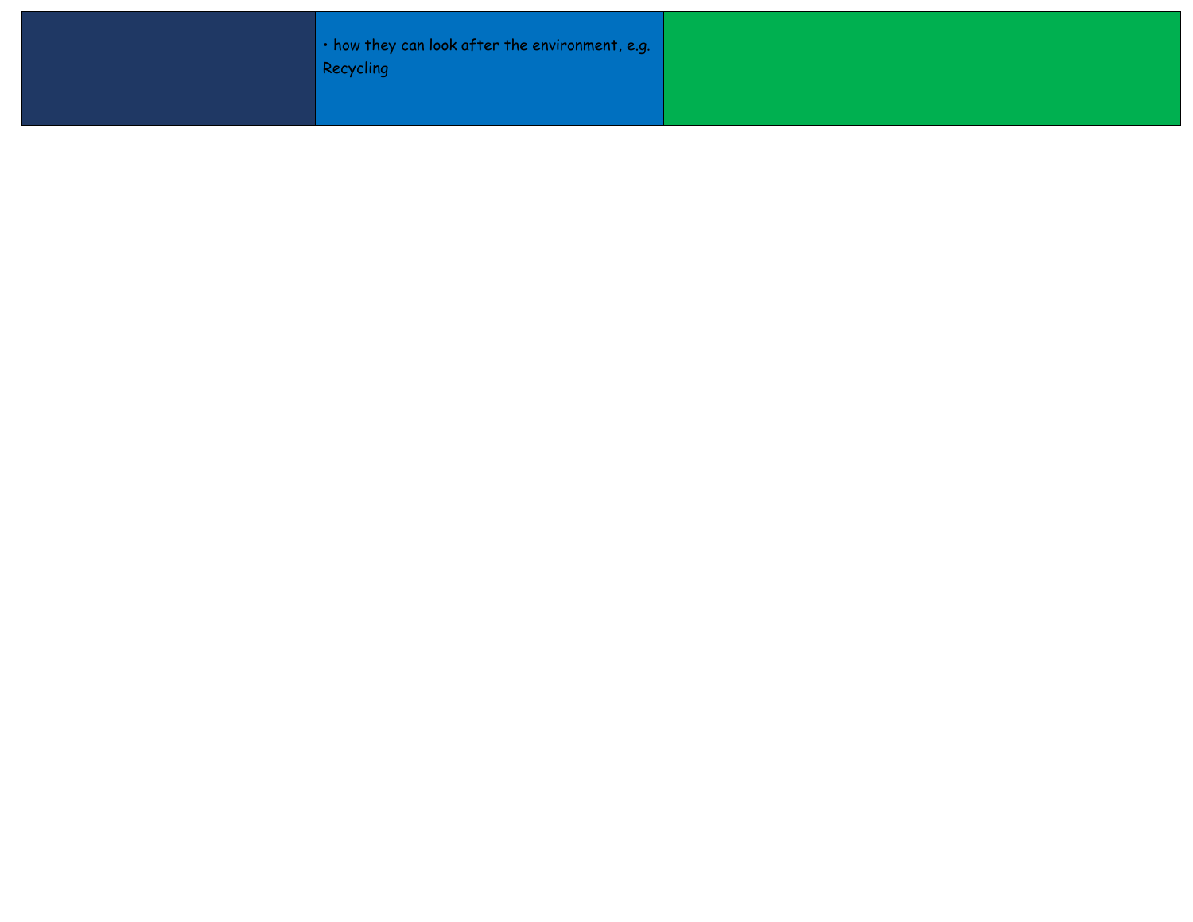| | | |
|---|---|---|
| | • how they can look after the environment, e.g. Recycling | |